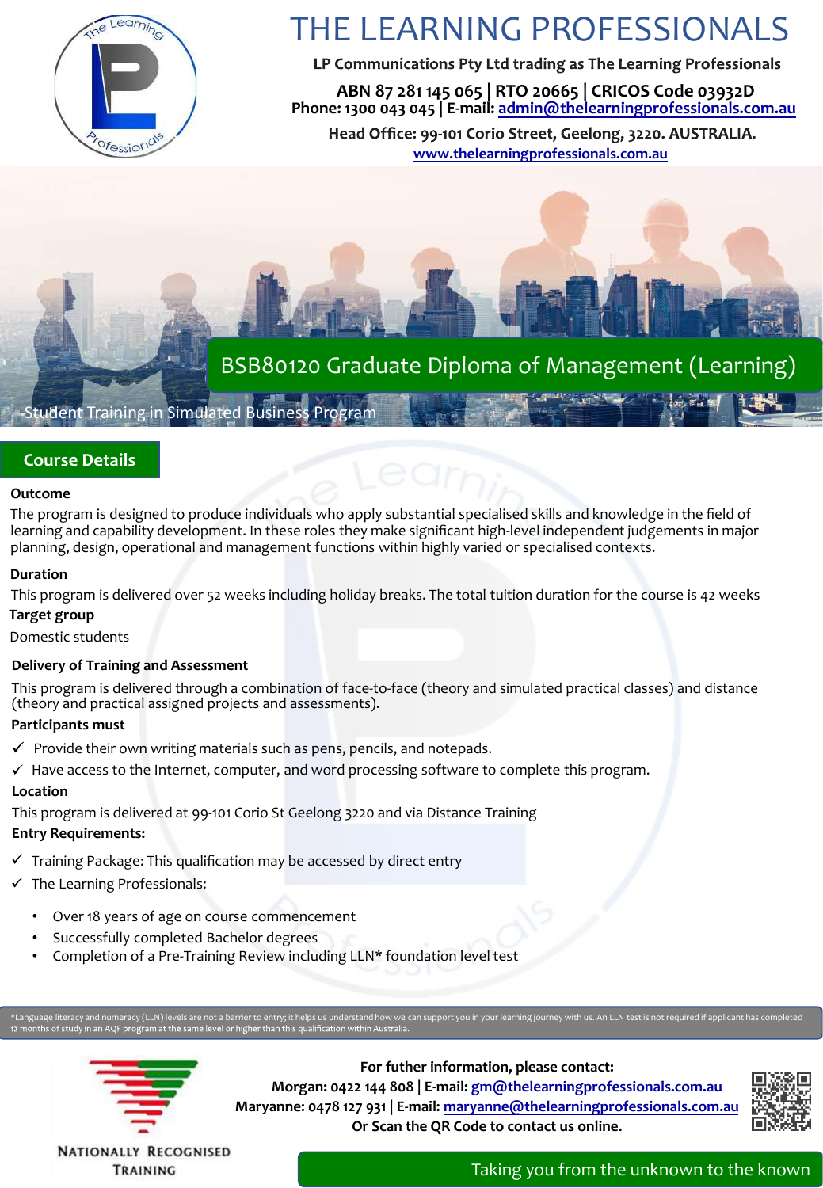# THE LEARNING PROFESSIONALS

**LP Communications Pty Ltd trading as The Learning Professionals**

**ABN 87 281 145 065 | RTO 20665 | CRICOS Code 03932D**
**Phone: 1300 043 045 | E-mail: admin@thelearningprofessionals.com.au**

**Head Office: 99-101 Corio Street, Geelong, 3220. AUSTRALIA.**
**www.thelearningprofessionals.com.au**

## BSB80120 Graduate Diploma of Management (Learning)

Student Training in Simulated Business Program

## Course Details

**Outcome**

The program is designed to produce individuals who apply substantial specialised skills and knowledge in the field of learning and capability development. In these roles they make significant high-level independent judgements in major planning, design, operational and management functions within highly varied or specialised contexts.

**Duration**

This program is delivered over 52 weeks including holiday breaks. The total tuition duration for the course is 42 weeks

**Target group**

Domestic students

**Delivery of Training and Assessment**

This program is delivered through a combination of face-to-face (theory and simulated practical classes) and distance (theory and practical assigned projects and assessments).

**Participants must**

- ✓ Provide their own writing materials such as pens, pencils, and notepads.
- ✓ Have access to the Internet, computer, and word processing software to complete this program.

**Location**

This program is delivered at 99-101 Corio St Geelong 3220 and via Distance Training

**Entry Requirements:**

- ✓ Training Package: This qualification may be accessed by direct entry
- ✓ The Learning Professionals:
  - Over 18 years of age on course commencement
  - Successfully completed Bachelor degrees
  - Completion of a Pre-Training Review including LLN* foundation level test

*Language literacy and numeracy (LLN) levels are not a barrier to entry; it helps us understand how we can support you in your learning journey with us. An LLN test is not required if applicant has completed 12 months of study in an AQF program at the same level or higher than this qualification within Australia.

NATIONALLY RECOGNISED TRAINING

**For futher information, please contact:**
**Morgan: 0422 144 808 | E-mail: gm@thelearningprofessionals.com.au**
**Maryanne: 0478 127 931 | E-mail: maryanne@thelearningprofessionals.com.au**
**Or Scan the QR Code to contact us online.**

Taking you from the unknown to the known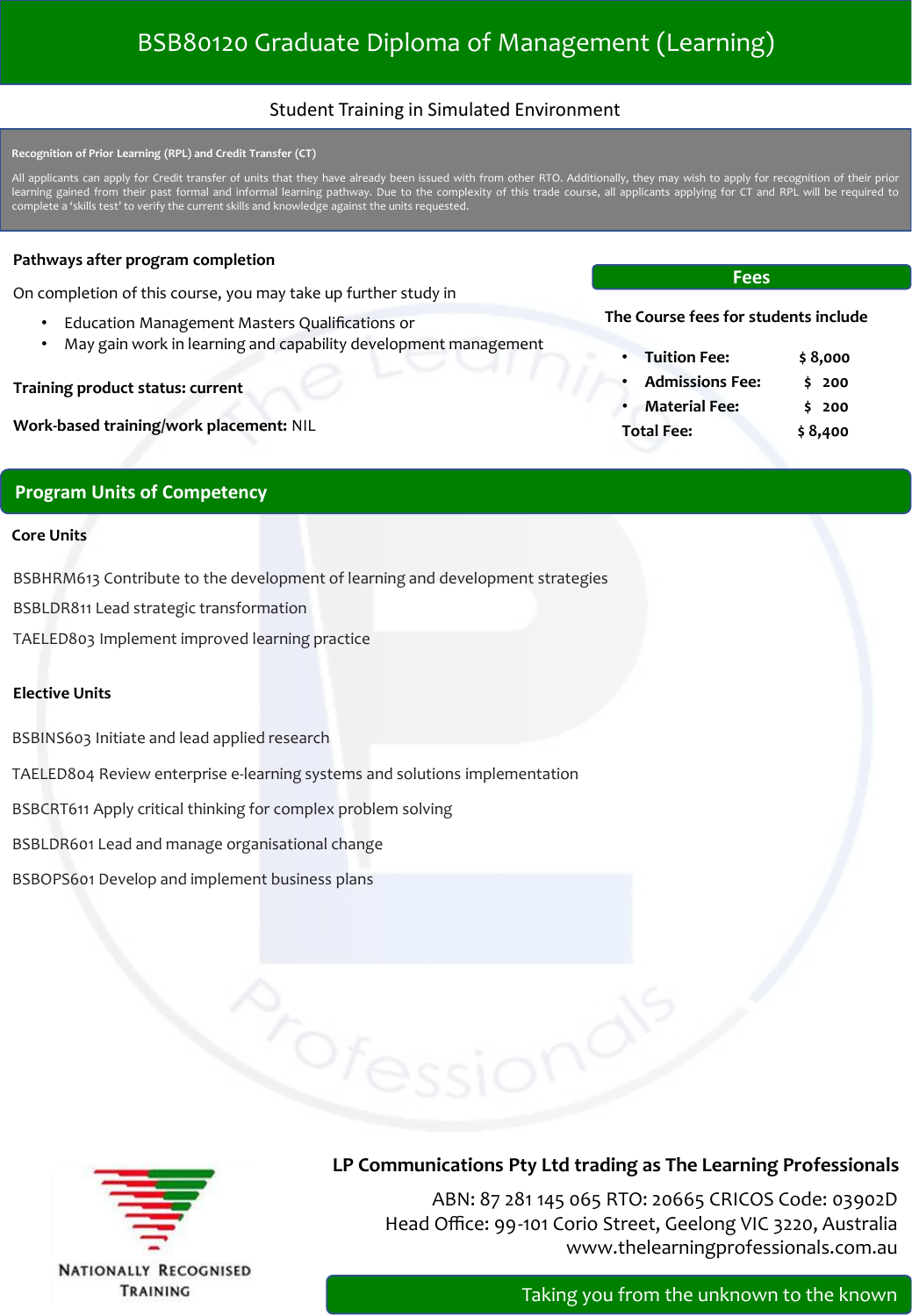# BSB80120 Graduate Diploma of Management (Learning)

Student Training in Simulated Environment

**Recognition of Prior Learning (RPL) and Credit Transfer (CT)**

All applicants can apply for Credit transfer of units that they have already been issued with from other RTO. Additionally, they may wish to apply for recognition of their prior learning gained from their past formal and informal learning pathway. Due to the complexity of this trade course, all applicants applying for CT and RPL will be required to complete a 'skills test' to verify the current skills and knowledge against the units requested.

**Pathways after program completion**

On completion of this course, you may take up further study in

- Education Management Masters Qualifications or
- May gain work in learning and capability development management

**Training product status: current**

**Work-based training/work placement:** NIL

## Fees

**The Course fees for students include**

- **Tuition Fee:** $ 8,000
- **Admissions Fee:** $ 200
- **Material Fee:** $ 200

**Total Fee:** $ 8,400

## Program Units of Competency

**Core Units**

BSBHRM613 Contribute to the development of learning and development strategies

BSBLDR811 Lead strategic transformation

TAELED803 Implement improved learning practice

**Elective Units**

BSBINS603 Initiate and lead applied research

TAELED804 Review enterprise e-learning systems and solutions implementation

BSBCRT611 Apply critical thinking for complex problem solving

BSBLDR601 Lead and manage organisational change

BSBOPS601 Develop and implement business plans

NATIONALLY RECOGNISED TRAINING

**LP Communications Pty Ltd trading as The Learning Professionals**

ABN: 87 281 145 065 RTO: 20665 CRICOS Code: 03902D
Head Office: 99-101 Corio Street, Geelong VIC 3220, Australia
www.thelearningprofessionals.com.au

Taking you from the unknown to the known